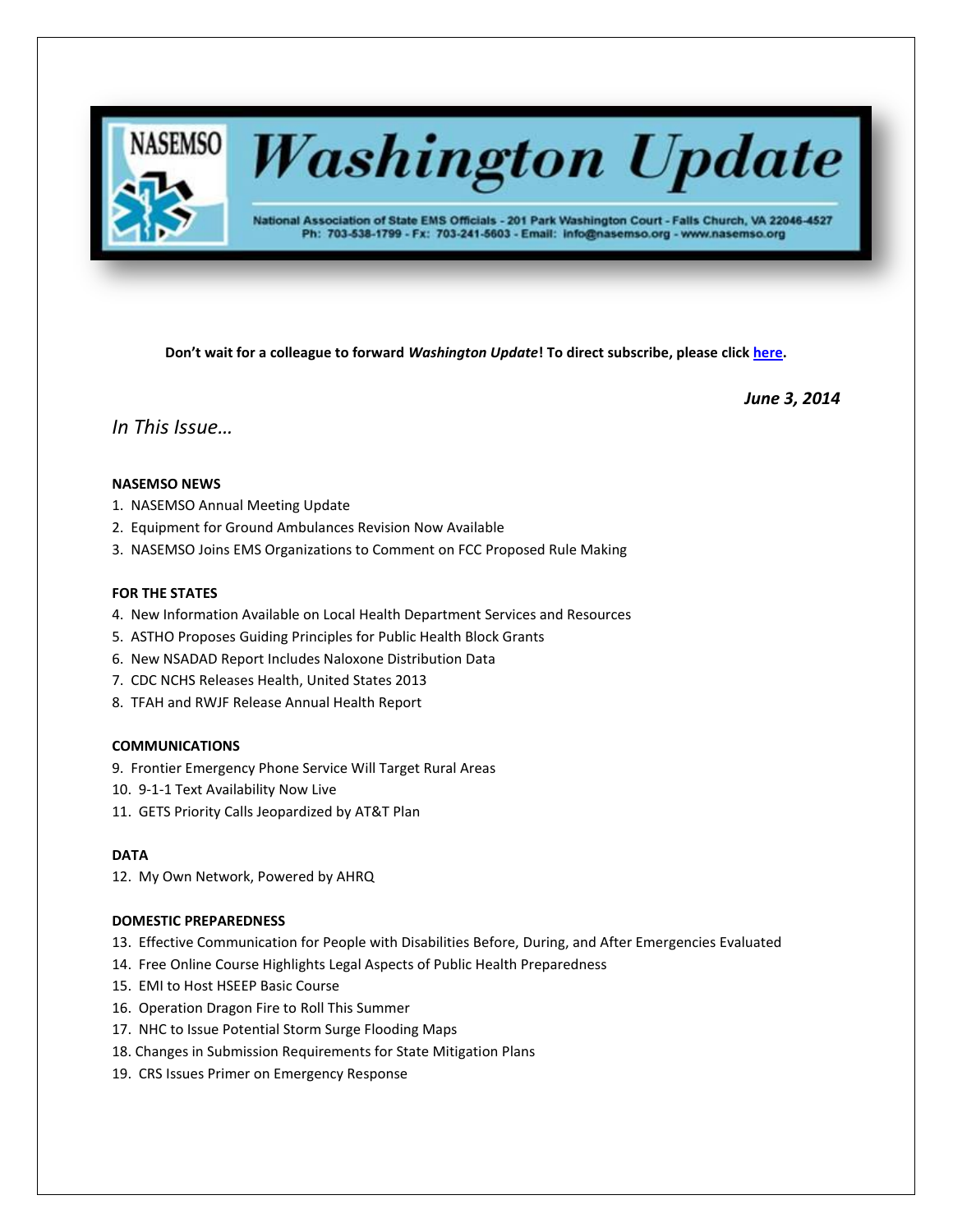# NASEMSO Washington Update

National Association of State EMS Officials - 201 Park Washington Court - Falls Church, VA 22046-4527
Ph: 703-538-1799 - Fx: 703-241-5603 - Email: info@nasemso.org - www.nasemso.org

**Don't wait for a colleague to forward *Washington Update*! To direct subscribe, please click here.**

***June 3, 2014***

## *In This Issue…*

**NASEMSO NEWS**

1. NASEMSO Annual Meeting Update
2. Equipment for Ground Ambulances Revision Now Available
3. NASEMSO Joins EMS Organizations to Comment on FCC Proposed Rule Making

**FOR THE STATES**

4. New Information Available on Local Health Department Services and Resources
5. ASTHO Proposes Guiding Principles for Public Health Block Grants
6. New NSADAD Report Includes Naloxone Distribution Data
7. CDC NCHS Releases Health, United States 2013
8. TFAH and RWJF Release Annual Health Report

**COMMUNICATIONS**

9. Frontier Emergency Phone Service Will Target Rural Areas
10. 9-1-1 Text Availability Now Live
11. GETS Priority Calls Jeopardized by AT&T Plan

**DATA**

12. My Own Network, Powered by AHRQ

**DOMESTIC PREPAREDNESS**

13. Effective Communication for People with Disabilities Before, During, and After Emergencies Evaluated
14. Free Online Course Highlights Legal Aspects of Public Health Preparedness
15. EMI to Host HSEEP Basic Course
16. Operation Dragon Fire to Roll This Summer
17. NHC to Issue Potential Storm Surge Flooding Maps
18. Changes in Submission Requirements for State Mitigation Plans
19. CRS Issues Primer on Emergency Response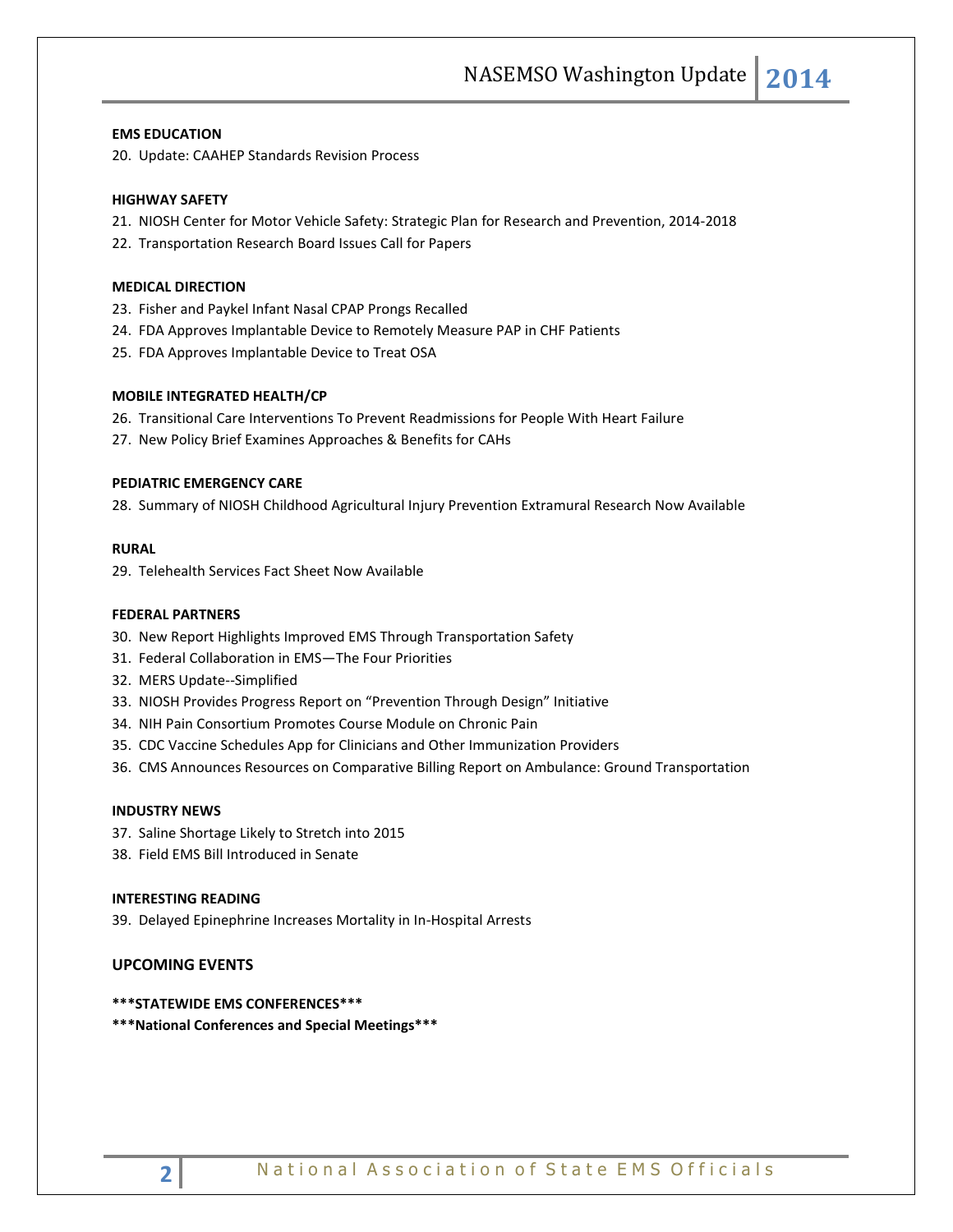**EMS EDUCATION**

20. Update: CAAHEP Standards Revision Process

**HIGHWAY SAFETY**

21. NIOSH Center for Motor Vehicle Safety: Strategic Plan for Research and Prevention, 2014-2018
22. Transportation Research Board Issues Call for Papers

**MEDICAL DIRECTION**

23. Fisher and Paykel Infant Nasal CPAP Prongs Recalled
24. FDA Approves Implantable Device to Remotely Measure PAP in CHF Patients
25. FDA Approves Implantable Device to Treat OSA

**MOBILE INTEGRATED HEALTH/CP**

26. Transitional Care Interventions To Prevent Readmissions for People With Heart Failure
27. New Policy Brief Examines Approaches & Benefits for CAHs

**PEDIATRIC EMERGENCY CARE**

28. Summary of NIOSH Childhood Agricultural Injury Prevention Extramural Research Now Available

**RURAL**

29. Telehealth Services Fact Sheet Now Available

**FEDERAL PARTNERS**

30. New Report Highlights Improved EMS Through Transportation Safety
31. Federal Collaboration in EMS—The Four Priorities
32. MERS Update--Simplified
33. NIOSH Provides Progress Report on "Prevention Through Design" Initiative
34. NIH Pain Consortium Promotes Course Module on Chronic Pain
35. CDC Vaccine Schedules App for Clinicians and Other Immunization Providers
36. CMS Announces Resources on Comparative Billing Report on Ambulance: Ground Transportation

**INDUSTRY NEWS**

37. Saline Shortage Likely to Stretch into 2015
38. Field EMS Bill Introduced in Senate

**INTERESTING READING**

39. Delayed Epinephrine Increases Mortality in In-Hospital Arrests

## UPCOMING EVENTS

**\*\*\*STATEWIDE EMS CONFERENCES\*\*\***

**\*\*\*National Conferences and Special Meetings\*\*\***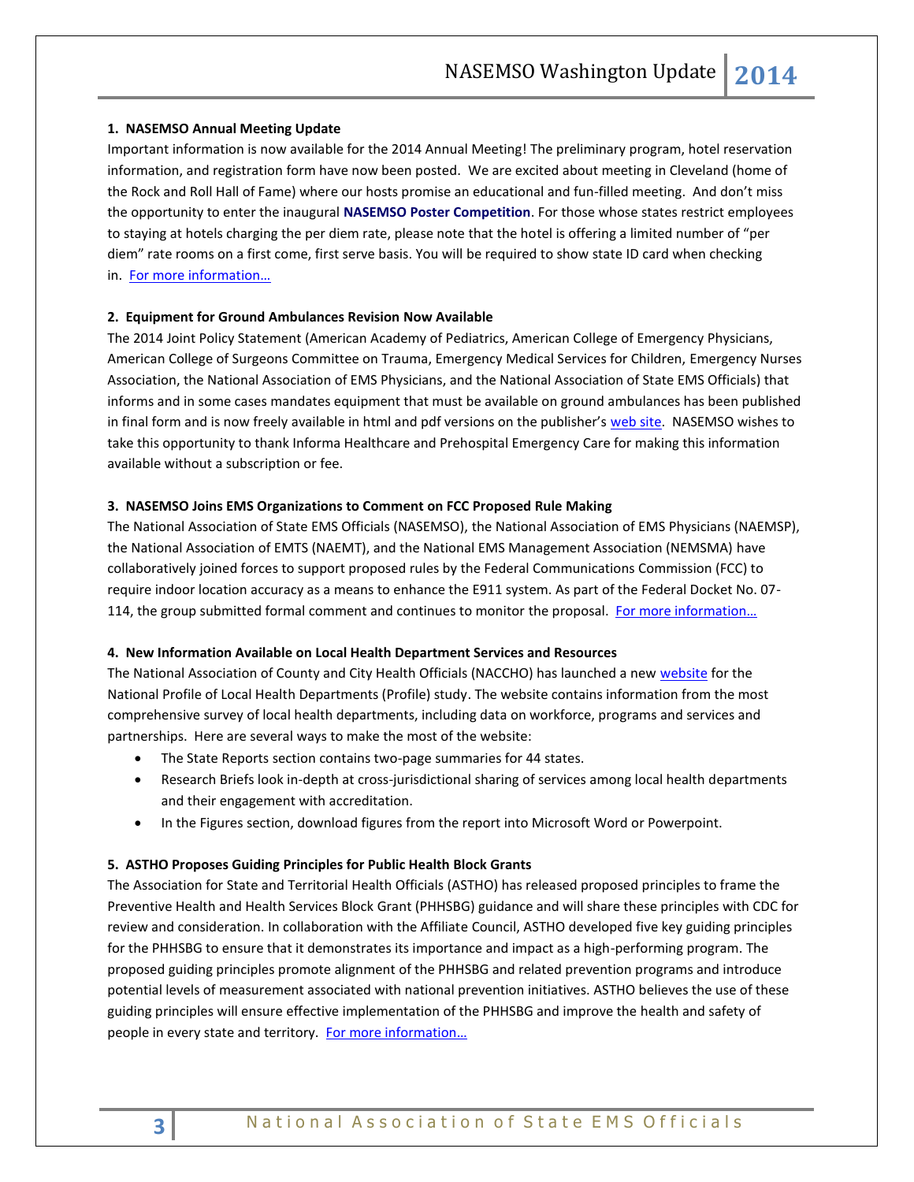### 1. NASEMSO Annual Meeting Update

Important information is now available for the 2014 Annual Meeting! The preliminary program, hotel reservation information, and registration form have now been posted. We are excited about meeting in Cleveland (home of the Rock and Roll Hall of Fame) where our hosts promise an educational and fun-filled meeting. And don't miss the opportunity to enter the inaugural **NASEMSO Poster Competition**. For those whose states restrict employees to staying at hotels charging the per diem rate, please note that the hotel is offering a limited number of "per diem" rate rooms on a first come, first serve basis. You will be required to show state ID card when checking in. For more information…

### 2. Equipment for Ground Ambulances Revision Now Available

The 2014 Joint Policy Statement (American Academy of Pediatrics, American College of Emergency Physicians, American College of Surgeons Committee on Trauma, Emergency Medical Services for Children, Emergency Nurses Association, the National Association of EMS Physicians, and the National Association of State EMS Officials) that informs and in some cases mandates equipment that must be available on ground ambulances has been published in final form and is now freely available in html and pdf versions on the publisher's web site. NASEMSO wishes to take this opportunity to thank Informa Healthcare and Prehospital Emergency Care for making this information available without a subscription or fee.

### 3. NASEMSO Joins EMS Organizations to Comment on FCC Proposed Rule Making

The National Association of State EMS Officials (NASEMSO), the National Association of EMS Physicians (NAEMSP), the National Association of EMTS (NAEMT), and the National EMS Management Association (NEMSMA) have collaboratively joined forces to support proposed rules by the Federal Communications Commission (FCC) to require indoor location accuracy as a means to enhance the E911 system. As part of the Federal Docket No. 07-114, the group submitted formal comment and continues to monitor the proposal. For more information…

### 4. New Information Available on Local Health Department Services and Resources

The National Association of County and City Health Officials (NACCHO) has launched a new website for the National Profile of Local Health Departments (Profile) study. The website contains information from the most comprehensive survey of local health departments, including data on workforce, programs and services and partnerships. Here are several ways to make the most of the website:

- The State Reports section contains two-page summaries for 44 states.
- Research Briefs look in-depth at cross-jurisdictional sharing of services among local health departments and their engagement with accreditation.
- In the Figures section, download figures from the report into Microsoft Word or Powerpoint.

### 5. ASTHO Proposes Guiding Principles for Public Health Block Grants

The Association for State and Territorial Health Officials (ASTHO) has released proposed principles to frame the Preventive Health and Health Services Block Grant (PHHSBG) guidance and will share these principles with CDC for review and consideration. In collaboration with the Affiliate Council, ASTHO developed five key guiding principles for the PHHSBG to ensure that it demonstrates its importance and impact as a high-performing program. The proposed guiding principles promote alignment of the PHHSBG and related prevention programs and introduce potential levels of measurement associated with national prevention initiatives. ASTHO believes the use of these guiding principles will ensure effective implementation of the PHHSBG and improve the health and safety of people in every state and territory. For more information…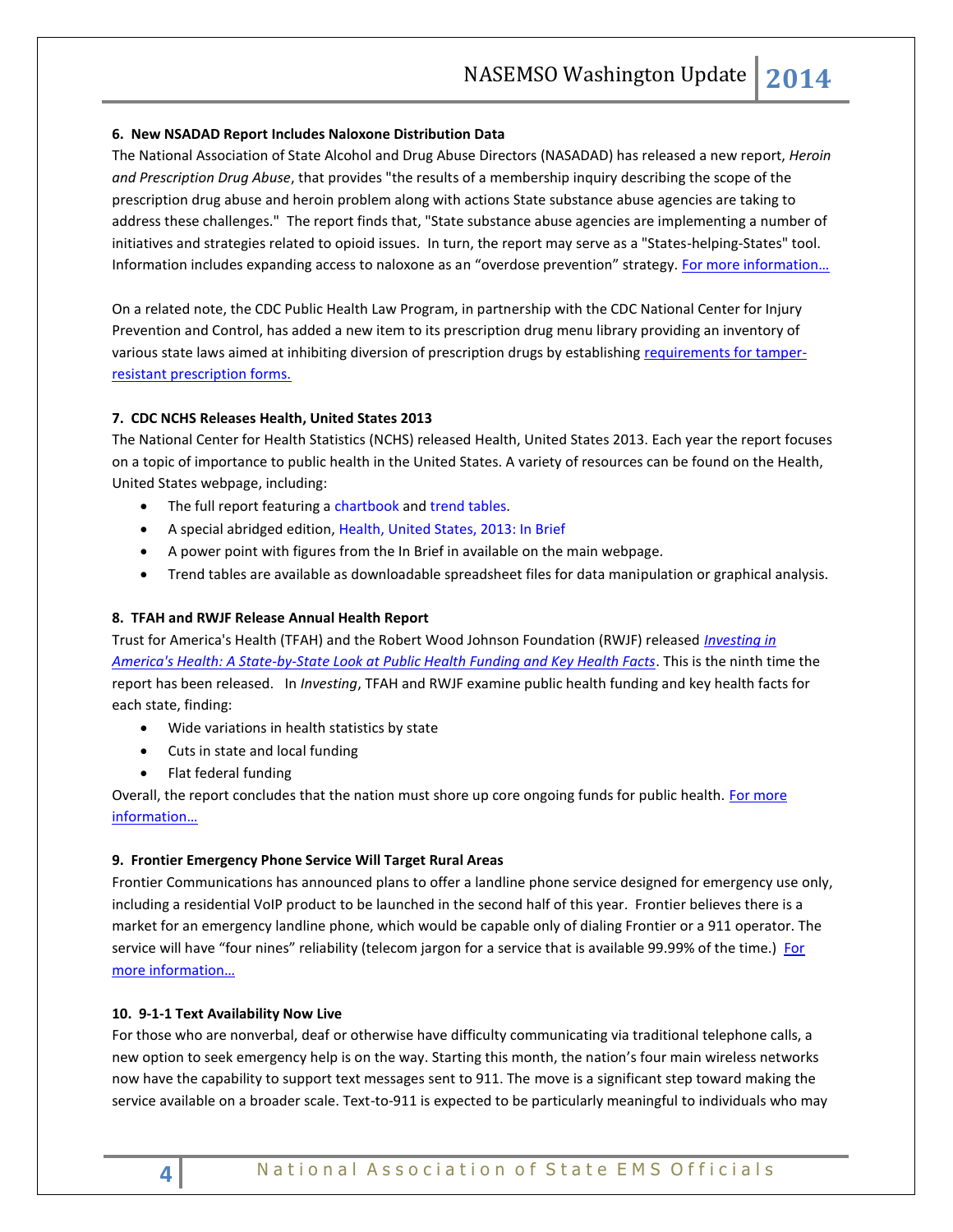### 6. New NSADAD Report Includes Naloxone Distribution Data

The National Association of State Alcohol and Drug Abuse Directors (NASADAD) has released a new report, *Heroin and Prescription Drug Abuse*, that provides "the results of a membership inquiry describing the scope of the prescription drug abuse and heroin problem along with actions State substance abuse agencies are taking to address these challenges." The report finds that, "State substance abuse agencies are implementing a number of initiatives and strategies related to opioid issues. In turn, the report may serve as a "States-helping-States" tool. Information includes expanding access to naloxone as an "overdose prevention" strategy. For more information…

On a related note, the CDC Public Health Law Program, in partnership with the CDC National Center for Injury Prevention and Control, has added a new item to its prescription drug menu library providing an inventory of various state laws aimed at inhibiting diversion of prescription drugs by establishing requirements for tamper-resistant prescription forms.

### 7. CDC NCHS Releases Health, United States 2013

The National Center for Health Statistics (NCHS) released Health, United States 2013. Each year the report focuses on a topic of importance to public health in the United States. A variety of resources can be found on the Health, United States webpage, including:

- The full report featuring a chartbook and trend tables.
- A special abridged edition, Health, United States, 2013: In Brief
- A power point with figures from the In Brief in available on the main webpage.
- Trend tables are available as downloadable spreadsheet files for data manipulation or graphical analysis.

### 8. TFAH and RWJF Release Annual Health Report

Trust for America's Health (TFAH) and the Robert Wood Johnson Foundation (RWJF) released *Investing in America's Health: A State-by-State Look at Public Health Funding and Key Health Facts*. This is the ninth time the report has been released. In *Investing*, TFAH and RWJF examine public health funding and key health facts for each state, finding:

- Wide variations in health statistics by state
- Cuts in state and local funding
- Flat federal funding

Overall, the report concludes that the nation must shore up core ongoing funds for public health. For more information…

### 9. Frontier Emergency Phone Service Will Target Rural Areas

Frontier Communications has announced plans to offer a landline phone service designed for emergency use only, including a residential VoIP product to be launched in the second half of this year. Frontier believes there is a market for an emergency landline phone, which would be capable only of dialing Frontier or a 911 operator. The service will have "four nines" reliability (telecom jargon for a service that is available 99.99% of the time.) For more information…

### 10. 9-1-1 Text Availability Now Live

For those who are nonverbal, deaf or otherwise have difficulty communicating via traditional telephone calls, a new option to seek emergency help is on the way. Starting this month, the nation's four main wireless networks now have the capability to support text messages sent to 911. The move is a significant step toward making the service available on a broader scale. Text-to-911 is expected to be particularly meaningful to individuals who may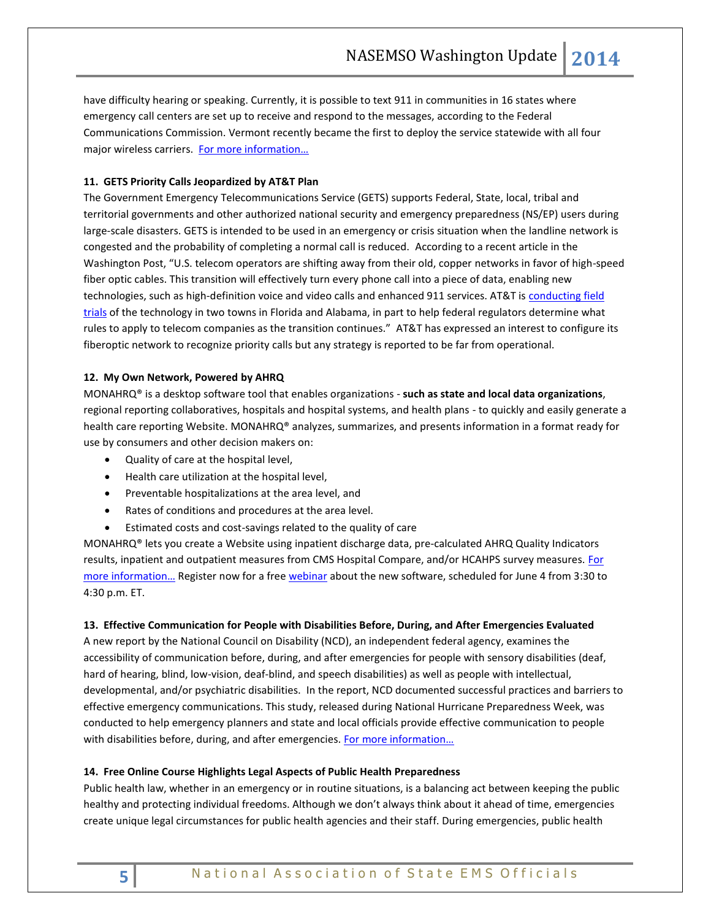have difficulty hearing or speaking. Currently, it is possible to text 911 in communities in 16 states where emergency call centers are set up to receive and respond to the messages, according to the Federal Communications Commission. Vermont recently became the first to deploy the service statewide with all four major wireless carriers. For more information…

**11. GETS Priority Calls Jeopardized by AT&T Plan**

The Government Emergency Telecommunications Service (GETS) supports Federal, State, local, tribal and territorial governments and other authorized national security and emergency preparedness (NS/EP) users during large-scale disasters. GETS is intended to be used in an emergency or crisis situation when the landline network is congested and the probability of completing a normal call is reduced. According to a recent article in the Washington Post, "U.S. telecom operators are shifting away from their old, copper networks in favor of high-speed fiber optic cables. This transition will effectively turn every phone call into a piece of data, enabling new technologies, such as high-definition voice and video calls and enhanced 911 services. AT&T is conducting field trials of the technology in two towns in Florida and Alabama, in part to help federal regulators determine what rules to apply to telecom companies as the transition continues." AT&T has expressed an interest to configure its fiberoptic network to recognize priority calls but any strategy is reported to be far from operational.

**12. My Own Network, Powered by AHRQ**

MONAHRQ® is a desktop software tool that enables organizations - **such as state and local data organizations**, regional reporting collaboratives, hospitals and hospital systems, and health plans - to quickly and easily generate a health care reporting Website. MONAHRQ® analyzes, summarizes, and presents information in a format ready for use by consumers and other decision makers on:

- Quality of care at the hospital level,
- Health care utilization at the hospital level,
- Preventable hospitalizations at the area level, and
- Rates of conditions and procedures at the area level.
- Estimated costs and cost-savings related to the quality of care

MONAHRQ® lets you create a Website using inpatient discharge data, pre-calculated AHRQ Quality Indicators results, inpatient and outpatient measures from CMS Hospital Compare, and/or HCAHPS survey measures. For more information… Register now for a free webinar about the new software, scheduled for June 4 from 3:30 to 4:30 p.m. ET.

**13. Effective Communication for People with Disabilities Before, During, and After Emergencies Evaluated**

A new report by the National Council on Disability (NCD), an independent federal agency, examines the accessibility of communication before, during, and after emergencies for people with sensory disabilities (deaf, hard of hearing, blind, low-vision, deaf-blind, and speech disabilities) as well as people with intellectual, developmental, and/or psychiatric disabilities. In the report, NCD documented successful practices and barriers to effective emergency communications. This study, released during National Hurricane Preparedness Week, was conducted to help emergency planners and state and local officials provide effective communication to people with disabilities before, during, and after emergencies. For more information…

**14. Free Online Course Highlights Legal Aspects of Public Health Preparedness**

Public health law, whether in an emergency or in routine situations, is a balancing act between keeping the public healthy and protecting individual freedoms. Although we don't always think about it ahead of time, emergencies create unique legal circumstances for public health agencies and their staff. During emergencies, public health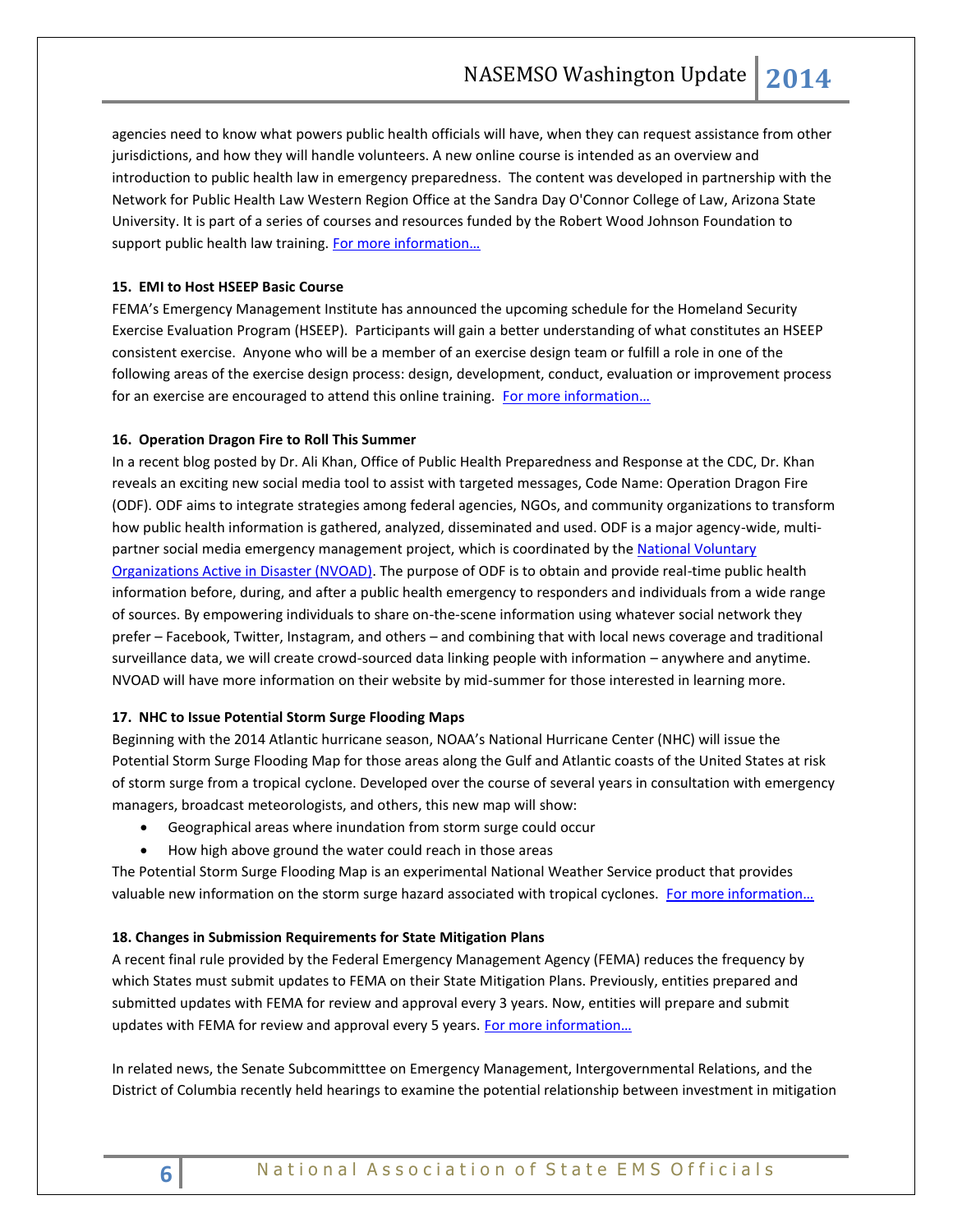agencies need to know what powers public health officials will have, when they can request assistance from other jurisdictions, and how they will handle volunteers. A new online course is intended as an overview and introduction to public health law in emergency preparedness. The content was developed in partnership with the Network for Public Health Law Western Region Office at the Sandra Day O'Connor College of Law, Arizona State University. It is part of a series of courses and resources funded by the Robert Wood Johnson Foundation to support public health law training. For more information…

**15. EMI to Host HSEEP Basic Course**

FEMA's Emergency Management Institute has announced the upcoming schedule for the Homeland Security Exercise Evaluation Program (HSEEP). Participants will gain a better understanding of what constitutes an HSEEP consistent exercise. Anyone who will be a member of an exercise design team or fulfill a role in one of the following areas of the exercise design process: design, development, conduct, evaluation or improvement process for an exercise are encouraged to attend this online training. For more information…

**16. Operation Dragon Fire to Roll This Summer**

In a recent blog posted by Dr. Ali Khan, Office of Public Health Preparedness and Response at the CDC, Dr. Khan reveals an exciting new social media tool to assist with targeted messages, Code Name: Operation Dragon Fire (ODF). ODF aims to integrate strategies among federal agencies, NGOs, and community organizations to transform how public health information is gathered, analyzed, disseminated and used. ODF is a major agency-wide, multi-partner social media emergency management project, which is coordinated by the National Voluntary Organizations Active in Disaster (NVOAD). The purpose of ODF is to obtain and provide real-time public health information before, during, and after a public health emergency to responders and individuals from a wide range of sources. By empowering individuals to share on-the-scene information using whatever social network they prefer – Facebook, Twitter, Instagram, and others – and combining that with local news coverage and traditional surveillance data, we will create crowd-sourced data linking people with information – anywhere and anytime. NVOAD will have more information on their website by mid-summer for those interested in learning more.

**17. NHC to Issue Potential Storm Surge Flooding Maps**

Beginning with the 2014 Atlantic hurricane season, NOAA's National Hurricane Center (NHC) will issue the Potential Storm Surge Flooding Map for those areas along the Gulf and Atlantic coasts of the United States at risk of storm surge from a tropical cyclone. Developed over the course of several years in consultation with emergency managers, broadcast meteorologists, and others, this new map will show:

- Geographical areas where inundation from storm surge could occur
- How high above ground the water could reach in those areas

The Potential Storm Surge Flooding Map is an experimental National Weather Service product that provides valuable new information on the storm surge hazard associated with tropical cyclones. For more information…

**18. Changes in Submission Requirements for State Mitigation Plans**

A recent final rule provided by the Federal Emergency Management Agency (FEMA) reduces the frequency by which States must submit updates to FEMA on their State Mitigation Plans. Previously, entities prepared and submitted updates with FEMA for review and approval every 3 years. Now, entities will prepare and submit updates with FEMA for review and approval every 5 years. For more information…

In related news, the Senate Subcommitttee on Emergency Management, Intergovernmental Relations, and the District of Columbia recently held hearings to examine the potential relationship between investment in mitigation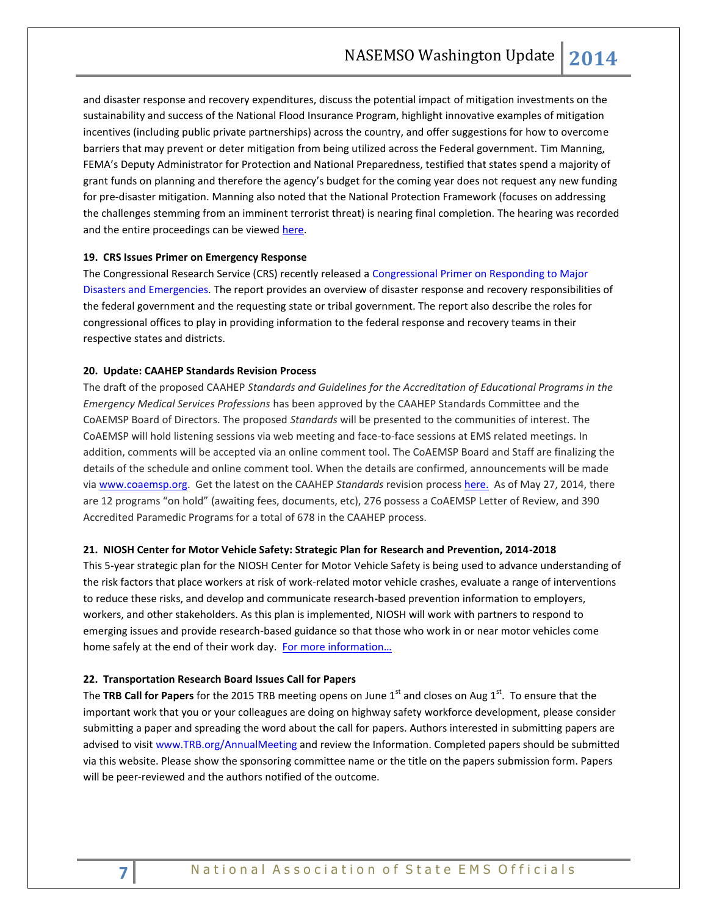and disaster response and recovery expenditures, discuss the potential impact of mitigation investments on the sustainability and success of the National Flood Insurance Program, highlight innovative examples of mitigation incentives (including public private partnerships) across the country, and offer suggestions for how to overcome barriers that may prevent or deter mitigation from being utilized across the Federal government. Tim Manning, FEMA's Deputy Administrator for Protection and National Preparedness, testified that states spend a majority of grant funds on planning and therefore the agency's budget for the coming year does not request any new funding for pre-disaster mitigation. Manning also noted that the National Protection Framework (focuses on addressing the challenges stemming from an imminent terrorist threat) is nearing final completion. The hearing was recorded and the entire proceedings can be viewed here.

**19. CRS Issues Primer on Emergency Response**

The Congressional Research Service (CRS) recently released a Congressional Primer on Responding to Major Disasters and Emergencies. The report provides an overview of disaster response and recovery responsibilities of the federal government and the requesting state or tribal government. The report also describe the roles for congressional offices to play in providing information to the federal response and recovery teams in their respective states and districts.

**20. Update: CAAHEP Standards Revision Process**

The draft of the proposed CAAHEP *Standards and Guidelines for the Accreditation of Educational Programs in the Emergency Medical Services Professions* has been approved by the CAAHEP Standards Committee and the CoAEMSP Board of Directors. The proposed *Standards* will be presented to the communities of interest. The CoAEMSP will hold listening sessions via web meeting and face-to-face sessions at EMS related meetings. In addition, comments will be accepted via an online comment tool. The CoAEMSP Board and Staff are finalizing the details of the schedule and online comment tool. When the details are confirmed, announcements will be made via www.coaemsp.org. Get the latest on the CAAHEP *Standards* revision process here. As of May 27, 2014, there are 12 programs "on hold" (awaiting fees, documents, etc), 276 possess a CoAEMSP Letter of Review, and 390 Accredited Paramedic Programs for a total of 678 in the CAAHEP process.

**21. NIOSH Center for Motor Vehicle Safety: Strategic Plan for Research and Prevention, 2014-2018**

This 5-year strategic plan for the NIOSH Center for Motor Vehicle Safety is being used to advance understanding of the risk factors that place workers at risk of work-related motor vehicle crashes, evaluate a range of interventions to reduce these risks, and develop and communicate research-based prevention information to employers, workers, and other stakeholders. As this plan is implemented, NIOSH will work with partners to respond to emerging issues and provide research-based guidance so that those who work in or near motor vehicles come home safely at the end of their work day. For more information…

**22. Transportation Research Board Issues Call for Papers**

The **TRB Call for Papers** for the 2015 TRB meeting opens on June 1st and closes on Aug 1st. To ensure that the important work that you or your colleagues are doing on highway safety workforce development, please consider submitting a paper and spreading the word about the call for papers. Authors interested in submitting papers are advised to visit www.TRB.org/AnnualMeeting and review the Information. Completed papers should be submitted via this website. Please show the sponsoring committee name or the title on the papers submission form. Papers will be peer-reviewed and the authors notified of the outcome.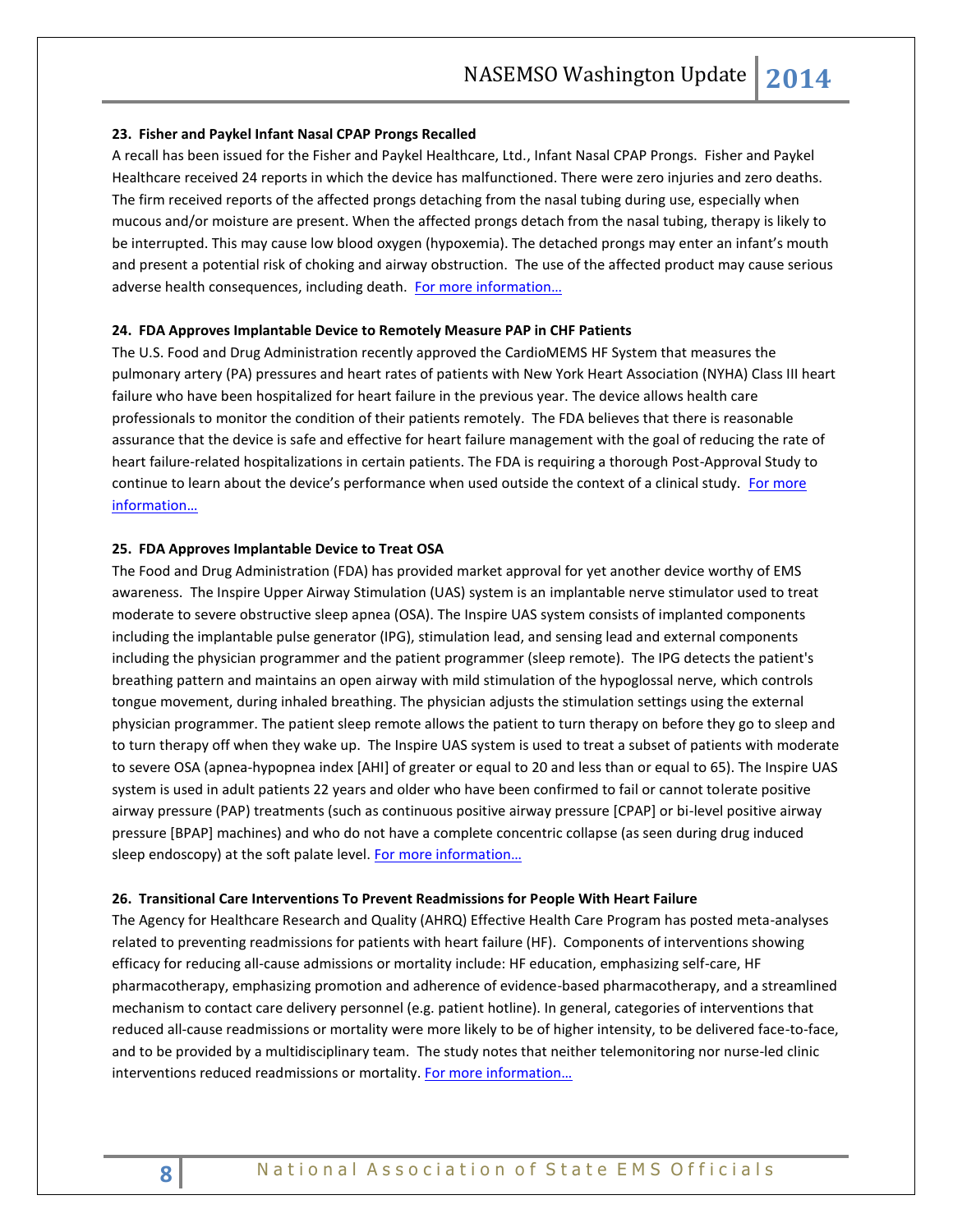**23. Fisher and Paykel Infant Nasal CPAP Prongs Recalled**

A recall has been issued for the Fisher and Paykel Healthcare, Ltd., Infant Nasal CPAP Prongs. Fisher and Paykel Healthcare received 24 reports in which the device has malfunctioned. There were zero injuries and zero deaths. The firm received reports of the affected prongs detaching from the nasal tubing during use, especially when mucous and/or moisture are present. When the affected prongs detach from the nasal tubing, therapy is likely to be interrupted. This may cause low blood oxygen (hypoxemia). The detached prongs may enter an infant's mouth and present a potential risk of choking and airway obstruction. The use of the affected product may cause serious adverse health consequences, including death. For more information…

**24. FDA Approves Implantable Device to Remotely Measure PAP in CHF Patients**

The U.S. Food and Drug Administration recently approved the CardioMEMS HF System that measures the pulmonary artery (PA) pressures and heart rates of patients with New York Heart Association (NYHA) Class III heart failure who have been hospitalized for heart failure in the previous year. The device allows health care professionals to monitor the condition of their patients remotely. The FDA believes that there is reasonable assurance that the device is safe and effective for heart failure management with the goal of reducing the rate of heart failure-related hospitalizations in certain patients. The FDA is requiring a thorough Post-Approval Study to continue to learn about the device's performance when used outside the context of a clinical study. For more information…

**25. FDA Approves Implantable Device to Treat OSA**

The Food and Drug Administration (FDA) has provided market approval for yet another device worthy of EMS awareness. The Inspire Upper Airway Stimulation (UAS) system is an implantable nerve stimulator used to treat moderate to severe obstructive sleep apnea (OSA). The Inspire UAS system consists of implanted components including the implantable pulse generator (IPG), stimulation lead, and sensing lead and external components including the physician programmer and the patient programmer (sleep remote). The IPG detects the patient's breathing pattern and maintains an open airway with mild stimulation of the hypoglossal nerve, which controls tongue movement, during inhaled breathing. The physician adjusts the stimulation settings using the external physician programmer. The patient sleep remote allows the patient to turn therapy on before they go to sleep and to turn therapy off when they wake up. The Inspire UAS system is used to treat a subset of patients with moderate to severe OSA (apnea-hypopnea index [AHI] of greater or equal to 20 and less than or equal to 65). The Inspire UAS system is used in adult patients 22 years and older who have been confirmed to fail or cannot tolerate positive airway pressure (PAP) treatments (such as continuous positive airway pressure [CPAP] or bi-level positive airway pressure [BPAP] machines) and who do not have a complete concentric collapse (as seen during drug induced sleep endoscopy) at the soft palate level. For more information…

**26. Transitional Care Interventions To Prevent Readmissions for People With Heart Failure**

The Agency for Healthcare Research and Quality (AHRQ) Effective Health Care Program has posted meta-analyses related to preventing readmissions for patients with heart failure (HF). Components of interventions showing efficacy for reducing all-cause admissions or mortality include: HF education, emphasizing self-care, HF pharmacotherapy, emphasizing promotion and adherence of evidence-based pharmacotherapy, and a streamlined mechanism to contact care delivery personnel (e.g. patient hotline). In general, categories of interventions that reduced all-cause readmissions or mortality were more likely to be of higher intensity, to be delivered face-to-face, and to be provided by a multidisciplinary team. The study notes that neither telemonitoring nor nurse-led clinic interventions reduced readmissions or mortality. For more information…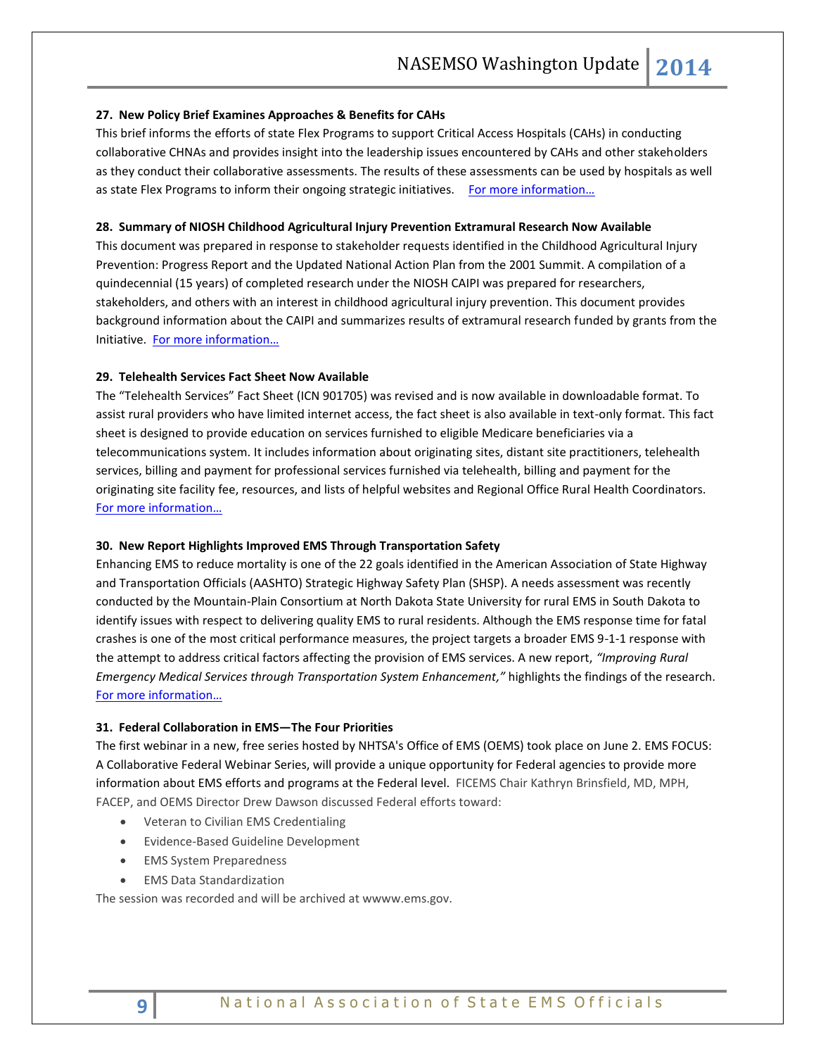### 27. New Policy Brief Examines Approaches & Benefits for CAHs

This brief informs the efforts of state Flex Programs to support Critical Access Hospitals (CAHs) in conducting collaborative CHNAs and provides insight into the leadership issues encountered by CAHs and other stakeholders as they conduct their collaborative assessments. The results of these assessments can be used by hospitals as well as state Flex Programs to inform their ongoing strategic initiatives. For more information…

### 28. Summary of NIOSH Childhood Agricultural Injury Prevention Extramural Research Now Available

This document was prepared in response to stakeholder requests identified in the Childhood Agricultural Injury Prevention: Progress Report and the Updated National Action Plan from the 2001 Summit. A compilation of a quindecennial (15 years) of completed research under the NIOSH CAIPI was prepared for researchers, stakeholders, and others with an interest in childhood agricultural injury prevention. This document provides background information about the CAIPI and summarizes results of extramural research funded by grants from the Initiative. For more information…

### 29. Telehealth Services Fact Sheet Now Available

The "Telehealth Services" Fact Sheet (ICN 901705) was revised and is now available in downloadable format. To assist rural providers who have limited internet access, the fact sheet is also available in text-only format. This fact sheet is designed to provide education on services furnished to eligible Medicare beneficiaries via a telecommunications system. It includes information about originating sites, distant site practitioners, telehealth services, billing and payment for professional services furnished via telehealth, billing and payment for the originating site facility fee, resources, and lists of helpful websites and Regional Office Rural Health Coordinators. For more information…

### 30. New Report Highlights Improved EMS Through Transportation Safety

Enhancing EMS to reduce mortality is one of the 22 goals identified in the American Association of State Highway and Transportation Officials (AASHTO) Strategic Highway Safety Plan (SHSP). A needs assessment was recently conducted by the Mountain-Plain Consortium at North Dakota State University for rural EMS in South Dakota to identify issues with respect to delivering quality EMS to rural residents. Although the EMS response time for fatal crashes is one of the most critical performance measures, the project targets a broader EMS 9-1-1 response with the attempt to address critical factors affecting the provision of EMS services. A new report, *"Improving Rural Emergency Medical Services through Transportation System Enhancement,"* highlights the findings of the research. For more information…

### 31. Federal Collaboration in EMS—The Four Priorities

The first webinar in a new, free series hosted by NHTSA's Office of EMS (OEMS) took place on June 2. EMS FOCUS: A Collaborative Federal Webinar Series, will provide a unique opportunity for Federal agencies to provide more information about EMS efforts and programs at the Federal level. FICEMS Chair Kathryn Brinsfield, MD, MPH, FACEP, and OEMS Director Drew Dawson discussed Federal efforts toward:

- Veteran to Civilian EMS Credentialing
- Evidence-Based Guideline Development
- EMS System Preparedness
- EMS Data Standardization

The session was recorded and will be archived at wwww.ems.gov.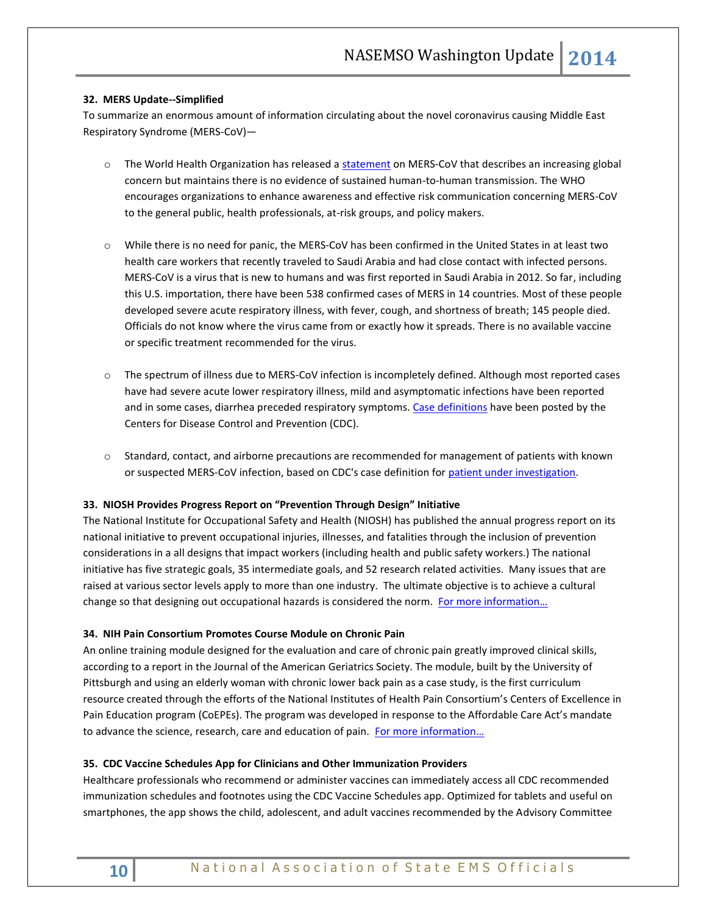**32. MERS Update--Simplified**

To summarize an enormous amount of information circulating about the novel coronavirus causing Middle East Respiratory Syndrome (MERS-CoV)—

- The World Health Organization has released a statement on MERS-CoV that describes an increasing global concern but maintains there is no evidence of sustained human-to-human transmission. The WHO encourages organizations to enhance awareness and effective risk communication concerning MERS-CoV to the general public, health professionals, at-risk groups, and policy makers.

- While there is no need for panic, the MERS-CoV has been confirmed in the United States in at least two health care workers that recently traveled to Saudi Arabia and had close contact with infected persons. MERS-CoV is a virus that is new to humans and was first reported in Saudi Arabia in 2012. So far, including this U.S. importation, there have been 538 confirmed cases of MERS in 14 countries. Most of these people developed severe acute respiratory illness, with fever, cough, and shortness of breath; 145 people died. Officials do not know where the virus came from or exactly how it spreads. There is no available vaccine or specific treatment recommended for the virus.

- The spectrum of illness due to MERS-CoV infection is incompletely defined. Although most reported cases have had severe acute lower respiratory illness, mild and asymptomatic infections have been reported and in some cases, diarrhea preceded respiratory symptoms. Case definitions have been posted by the Centers for Disease Control and Prevention (CDC).

- Standard, contact, and airborne precautions are recommended for management of patients with known or suspected MERS-CoV infection, based on CDC's case definition for patient under investigation.

**33. NIOSH Provides Progress Report on "Prevention Through Design" Initiative**

The National Institute for Occupational Safety and Health (NIOSH) has published the annual progress report on its national initiative to prevent occupational injuries, illnesses, and fatalities through the inclusion of prevention considerations in a all designs that impact workers (including health and public safety workers.) The national initiative has five strategic goals, 35 intermediate goals, and 52 research related activities. Many issues that are raised at various sector levels apply to more than one industry. The ultimate objective is to achieve a cultural change so that designing out occupational hazards is considered the norm. For more information…

**34. NIH Pain Consortium Promotes Course Module on Chronic Pain**

An online training module designed for the evaluation and care of chronic pain greatly improved clinical skills, according to a report in the Journal of the American Geriatrics Society. The module, built by the University of Pittsburgh and using an elderly woman with chronic lower back pain as a case study, is the first curriculum resource created through the efforts of the National Institutes of Health Pain Consortium's Centers of Excellence in Pain Education program (CoEPEs). The program was developed in response to the Affordable Care Act's mandate to advance the science, research, care and education of pain. For more information…

**35. CDC Vaccine Schedules App for Clinicians and Other Immunization Providers**

Healthcare professionals who recommend or administer vaccines can immediately access all CDC recommended immunization schedules and footnotes using the CDC Vaccine Schedules app. Optimized for tablets and useful on smartphones, the app shows the child, adolescent, and adult vaccines recommended by the Advisory Committee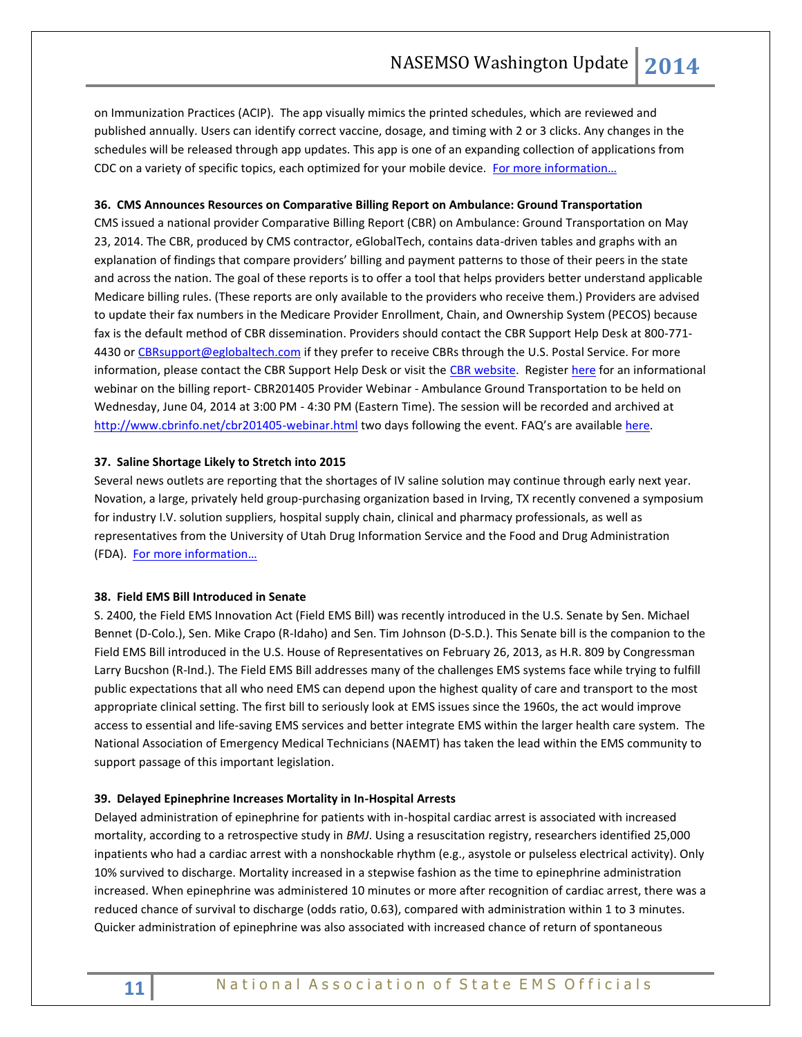on Immunization Practices (ACIP). The app visually mimics the printed schedules, which are reviewed and published annually. Users can identify correct vaccine, dosage, and timing with 2 or 3 clicks. Any changes in the schedules will be released through app updates. This app is one of an expanding collection of applications from CDC on a variety of specific topics, each optimized for your mobile device. For more information…

**36. CMS Announces Resources on Comparative Billing Report on Ambulance: Ground Transportation**

CMS issued a national provider Comparative Billing Report (CBR) on Ambulance: Ground Transportation on May 23, 2014. The CBR, produced by CMS contractor, eGlobalTech, contains data-driven tables and graphs with an explanation of findings that compare providers' billing and payment patterns to those of their peers in the state and across the nation. The goal of these reports is to offer a tool that helps providers better understand applicable Medicare billing rules. (These reports are only available to the providers who receive them.) Providers are advised to update their fax numbers in the Medicare Provider Enrollment, Chain, and Ownership System (PECOS) because fax is the default method of CBR dissemination. Providers should contact the CBR Support Help Desk at 800-771-4430 or CBRsupport@eglobaltech.com if they prefer to receive CBRs through the U.S. Postal Service. For more information, please contact the CBR Support Help Desk or visit the CBR website. Register here for an informational webinar on the billing report- CBR201405 Provider Webinar - Ambulance Ground Transportation to be held on Wednesday, June 04, 2014 at 3:00 PM - 4:30 PM (Eastern Time). The session will be recorded and archived at http://www.cbrinfo.net/cbr201405-webinar.html two days following the event. FAQ's are available here.

**37. Saline Shortage Likely to Stretch into 2015**

Several news outlets are reporting that the shortages of IV saline solution may continue through early next year. Novation, a large, privately held group-purchasing organization based in Irving, TX recently convened a symposium for industry I.V. solution suppliers, hospital supply chain, clinical and pharmacy professionals, as well as representatives from the University of Utah Drug Information Service and the Food and Drug Administration (FDA). For more information…

**38. Field EMS Bill Introduced in Senate**

S. 2400, the Field EMS Innovation Act (Field EMS Bill) was recently introduced in the U.S. Senate by Sen. Michael Bennet (D-Colo.), Sen. Mike Crapo (R-Idaho) and Sen. Tim Johnson (D-S.D.). This Senate bill is the companion to the Field EMS Bill introduced in the U.S. House of Representatives on February 26, 2013, as H.R. 809 by Congressman Larry Bucshon (R-Ind.). The Field EMS Bill addresses many of the challenges EMS systems face while trying to fulfill public expectations that all who need EMS can depend upon the highest quality of care and transport to the most appropriate clinical setting. The first bill to seriously look at EMS issues since the 1960s, the act would improve access to essential and life-saving EMS services and better integrate EMS within the larger health care system. The National Association of Emergency Medical Technicians (NAEMT) has taken the lead within the EMS community to support passage of this important legislation.

**39. Delayed Epinephrine Increases Mortality in In-Hospital Arrests**

Delayed administration of epinephrine for patients with in-hospital cardiac arrest is associated with increased mortality, according to a retrospective study in *BMJ*. Using a resuscitation registry, researchers identified 25,000 inpatients who had a cardiac arrest with a nonshockable rhythm (e.g., asystole or pulseless electrical activity). Only 10% survived to discharge. Mortality increased in a stepwise fashion as the time to epinephrine administration increased. When epinephrine was administered 10 minutes or more after recognition of cardiac arrest, there was a reduced chance of survival to discharge (odds ratio, 0.63), compared with administration within 1 to 3 minutes. Quicker administration of epinephrine was also associated with increased chance of return of spontaneous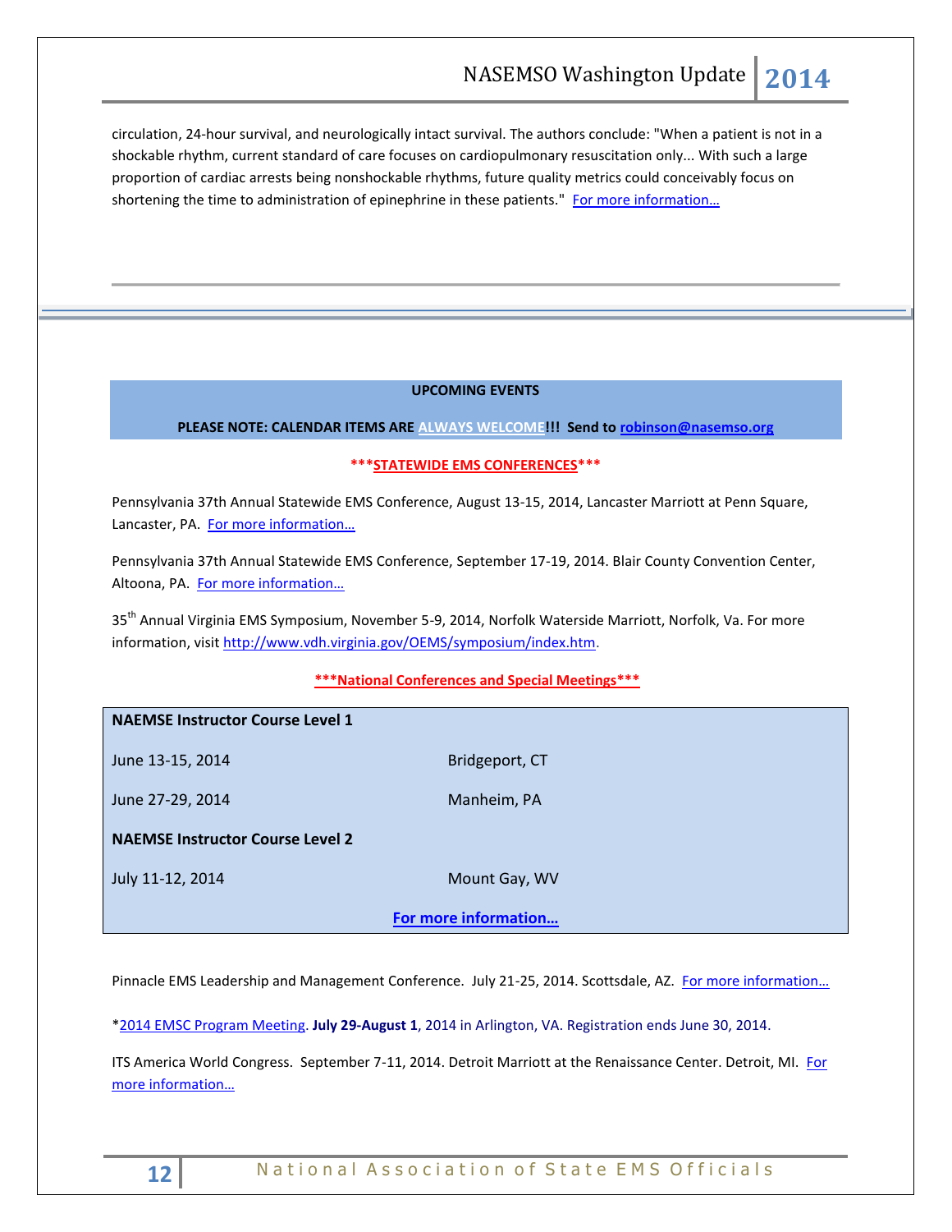circulation, 24-hour survival, and neurologically intact survival. The authors conclude: "When a patient is not in a shockable rhythm, current standard of care focuses on cardiopulmonary resuscitation only... With such a large proportion of cardiac arrests being nonshockable rhythms, future quality metrics could conceivably focus on shortening the time to administration of epinephrine in these patients." For more information…

---

**UPCOMING EVENTS**

**PLEASE NOTE: CALENDAR ITEMS ARE ALWAYS WELCOME!!! Send to robinson@nasemso.org**

**\*\*\*STATEWIDE EMS CONFERENCES\*\*\***

Pennsylvania 37th Annual Statewide EMS Conference, August 13-15, 2014, Lancaster Marriott at Penn Square, Lancaster, PA. For more information…

Pennsylvania 37th Annual Statewide EMS Conference, September 17-19, 2014. Blair County Convention Center, Altoona, PA. For more information…

35th Annual Virginia EMS Symposium, November 5-9, 2014, Norfolk Waterside Marriott, Norfolk, Va. For more information, visit http://www.vdh.virginia.gov/OEMS/symposium/index.htm.

**\*\*\*National Conferences and Special Meetings\*\*\***

| **NAEMSE Instructor Course Level 1** | |
|---|---|
| June 13-15, 2014 | Bridgeport, CT |
| June 27-29, 2014 | Manheim, PA |
| **NAEMSE Instructor Course Level 2** | |
| July 11-12, 2014 | Mount Gay, WV |
| **For more information…** | |

Pinnacle EMS Leadership and Management Conference. July 21-25, 2014. Scottsdale, AZ. For more information…

*2014 EMSC Program Meeting. **July 29-August 1**, 2014 in Arlington, VA. Registration ends June 30, 2014.

ITS America World Congress. September 7-11, 2014. Detroit Marriott at the Renaissance Center. Detroit, MI. For more information…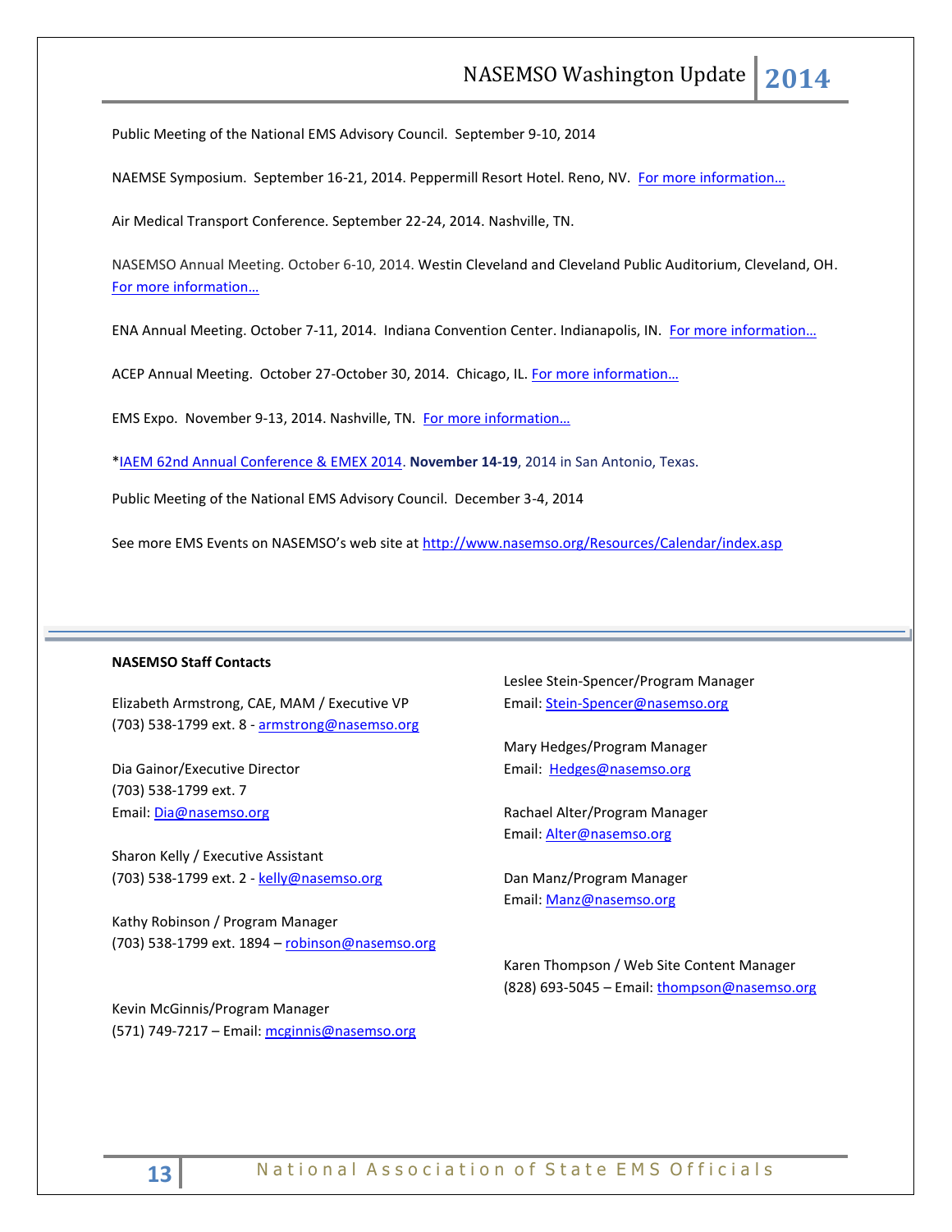Public Meeting of the National EMS Advisory Council. September 9-10, 2014

NAEMSE Symposium. September 16-21, 2014. Peppermill Resort Hotel. Reno, NV. For more information…

Air Medical Transport Conference. September 22-24, 2014. Nashville, TN.

NASEMSO Annual Meeting. October 6-10, 2014. Westin Cleveland and Cleveland Public Auditorium, Cleveland, OH. For more information…

ENA Annual Meeting. October 7-11, 2014. Indiana Convention Center. Indianapolis, IN. For more information…

ACEP Annual Meeting. October 27-October 30, 2014. Chicago, IL. For more information…

EMS Expo. November 9-13, 2014. Nashville, TN. For more information…

*IAEM 62nd Annual Conference & EMEX 2014. **November 14-19**, 2014 in San Antonio, Texas.

Public Meeting of the National EMS Advisory Council. December 3-4, 2014

See more EMS Events on NASEMSO's web site at http://www.nasemso.org/Resources/Calendar/index.asp

---

**NASEMSO Staff Contacts**

Elizabeth Armstrong, CAE, MAM / Executive VP
(703) 538-1799 ext. 8 - armstrong@nasemso.org

Dia Gainor/Executive Director
(703) 538-1799 ext. 7
Email: Dia@nasemso.org

Sharon Kelly / Executive Assistant
(703) 538-1799 ext. 2 - kelly@nasemso.org

Kathy Robinson / Program Manager
(703) 538-1799 ext. 1894 – robinson@nasemso.org

Kevin McGinnis/Program Manager
(571) 749-7217 – Email: mcginnis@nasemso.org

Leslee Stein-Spencer/Program Manager
Email: Stein-Spencer@nasemso.org

Mary Hedges/Program Manager
Email: Hedges@nasemso.org

Rachael Alter/Program Manager
Email: Alter@nasemso.org

Dan Manz/Program Manager
Email: Manz@nasemso.org

Karen Thompson / Web Site Content Manager
(828) 693-5045 – Email: thompson@nasemso.org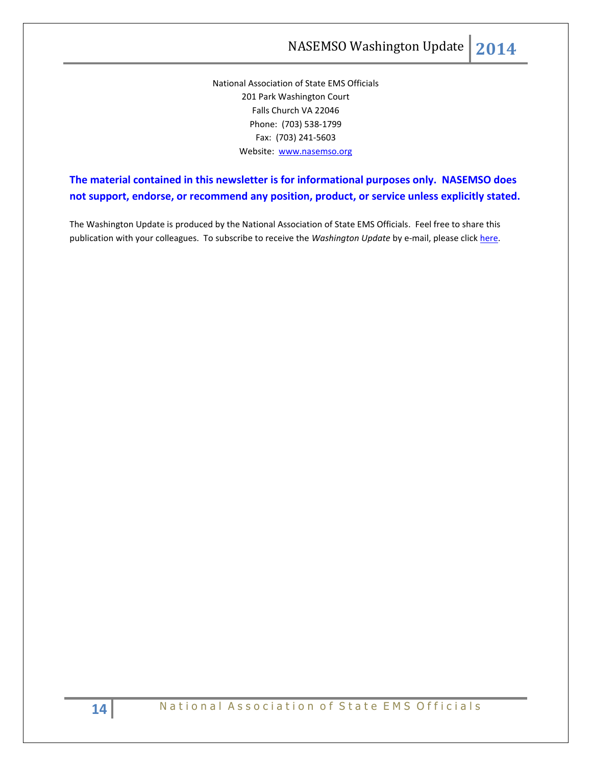National Association of State EMS Officials
201 Park Washington Court
Falls Church VA 22046
Phone: (703) 538-1799
Fax: (703) 241-5603
Website: [www.nasemso.org](http://www.nasemso.org)

**The material contained in this newsletter is for informational purposes only. NASEMSO does not support, endorse, or recommend any position, product, or service unless explicitly stated.**

The Washington Update is produced by the National Association of State EMS Officials. Feel free to share this publication with your colleagues. To subscribe to receive the *Washington Update* by e-mail, please click here.